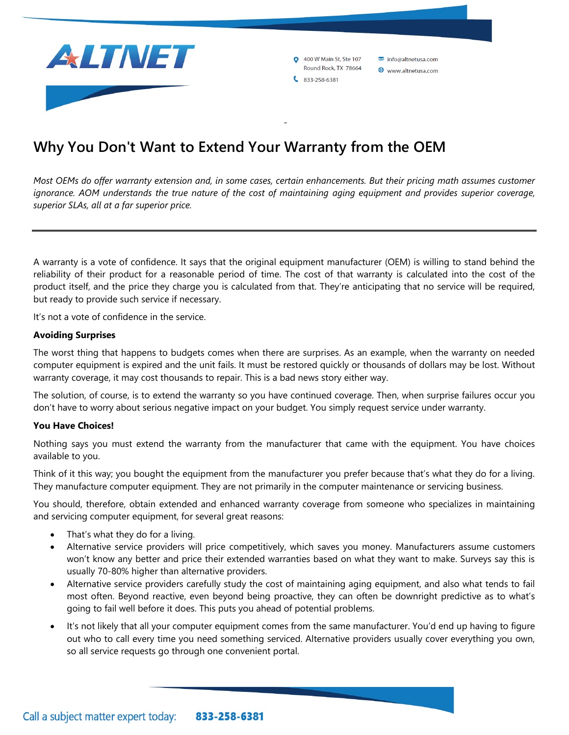# Why You Don't Want to Extend Your Warranty from the OEM

*Most OEMs do offer warranty extension and, in some cases, certain enhancements. But their pricing math assumes customer ignorance. AOM understands the true nature of the cost of maintaining aging equipment and provides superior coverage, superior SLAs, all at a far superior price.*

---

A warranty is a vote of confidence. It says that the original equipment manufacturer (OEM) is willing to stand behind the reliability of their product for a reasonable period of time. The cost of that warranty is calculated into the cost of the product itself, and the price they charge you is calculated from that. They're anticipating that no service will be required, but ready to provide such service if necessary.

It's not a vote of confidence in the service.

**Avoiding Surprises**

The worst thing that happens to budgets comes when there are surprises. As an example, when the warranty on needed computer equipment is expired and the unit fails. It must be restored quickly or thousands of dollars may be lost. Without warranty coverage, it may cost thousands to repair. This is a bad news story either way.

The solution, of course, is to extend the warranty so you have continued coverage. Then, when surprise failures occur you don't have to worry about serious negative impact on your budget. You simply request service under warranty.

**You Have Choices!**

Nothing says you must extend the warranty from the manufacturer that came with the equipment. You have choices available to you.

Think of it this way; you bought the equipment from the manufacturer you prefer because that's what they do for a living. They manufacture computer equipment. They are not primarily in the computer maintenance or servicing business.

You should, therefore, obtain extended and enhanced warranty coverage from someone who specializes in maintaining and servicing computer equipment, for several great reasons:

- That's what they do for a living.
- Alternative service providers will price competitively, which saves you money. Manufacturers assume customers won't know any better and price their extended warranties based on what they want to make. Surveys say this is usually 70-80% higher than alternative providers.
- Alternative service providers carefully study the cost of maintaining aging equipment, and also what tends to fail most often. Beyond reactive, even beyond being proactive, they can often be downright predictive as to what's going to fail well before it does. This puts you ahead of potential problems.
- It's not likely that all your computer equipment comes from the same manufacturer. You'd end up having to figure out who to call every time you need something serviced. Alternative providers usually cover everything you own, so all service requests go through one convenient portal.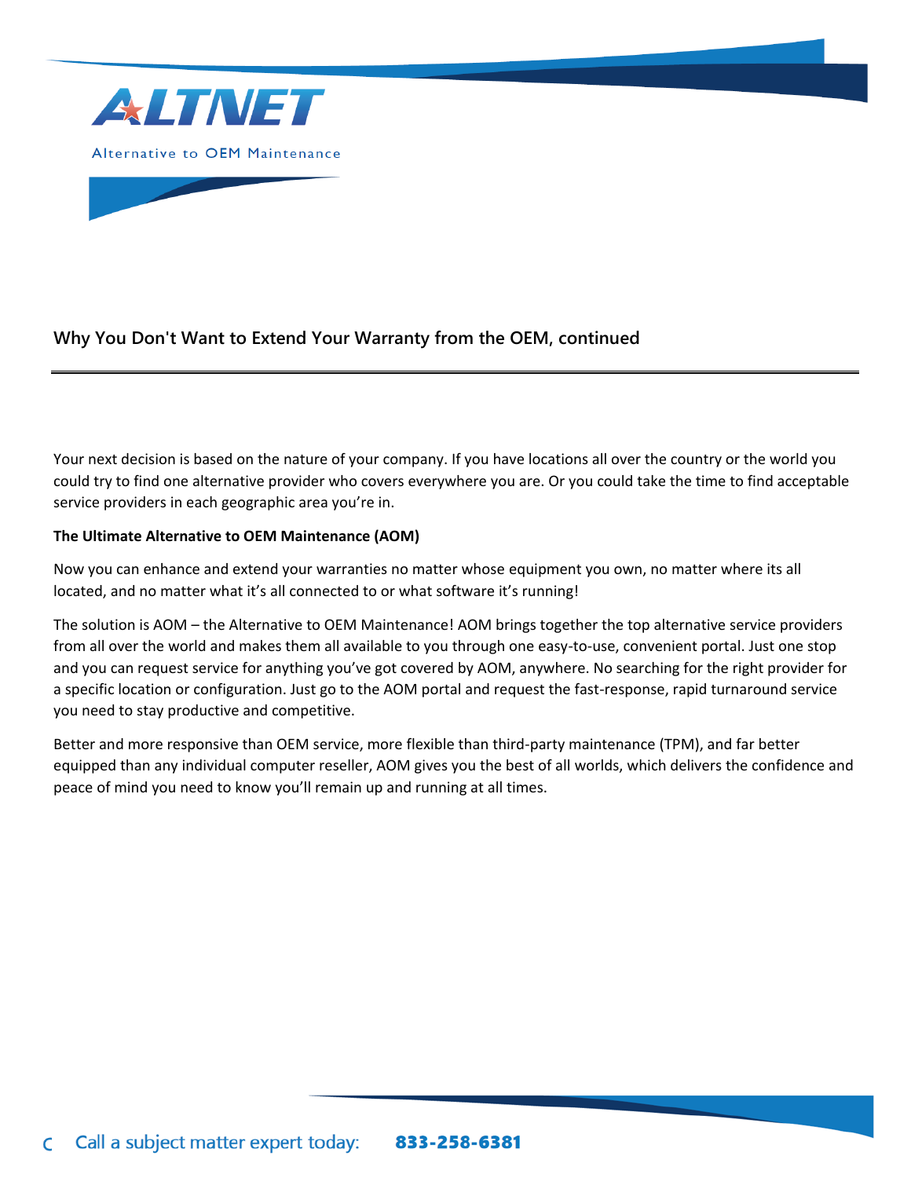## Why You Don't Want to Extend Your Warranty from the OEM, continued

Your next decision is based on the nature of your company. If you have locations all over the country or the world you could try to find one alternative provider who covers everywhere you are. Or you could take the time to find acceptable service providers in each geographic area you're in.

**The Ultimate Alternative to OEM Maintenance (AOM)**

Now you can enhance and extend your warranties no matter whose equipment you own, no matter where its all located, and no matter what it's all connected to or what software it's running!

The solution is AOM – the Alternative to OEM Maintenance! AOM brings together the top alternative service providers from all over the world and makes them all available to you through one easy-to-use, convenient portal. Just one stop and you can request service for anything you've got covered by AOM, anywhere. No searching for the right provider for a specific location or configuration. Just go to the AOM portal and request the fast-response, rapid turnaround service you need to stay productive and competitive.

Better and more responsive than OEM service, more flexible than third-party maintenance (TPM), and far better equipped than any individual computer reseller, AOM gives you the best of all worlds, which delivers the confidence and peace of mind you need to know you'll remain up and running at all times.

Call a subject matter expert today: **833-258-6381**